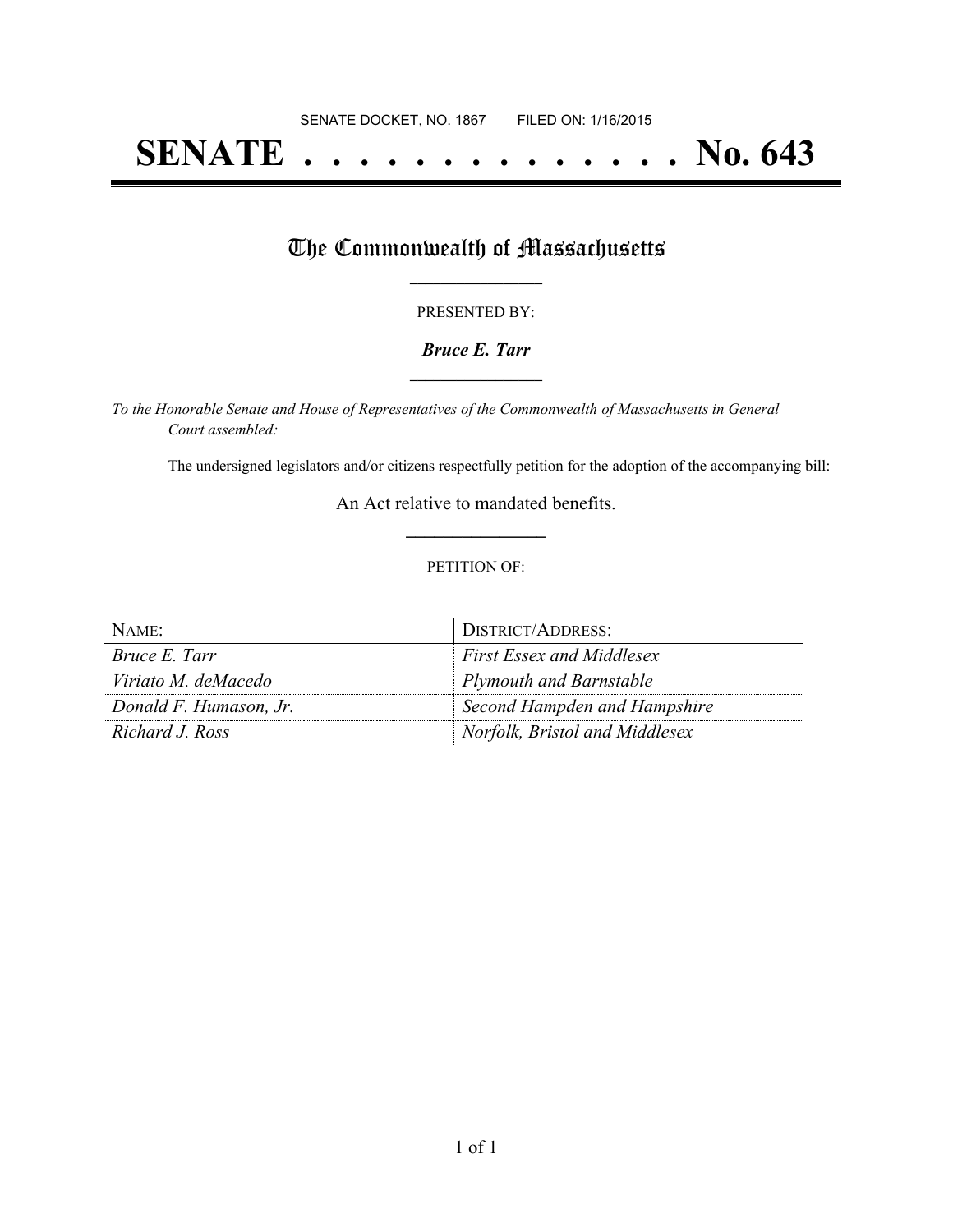SENATE DOCKET, NO. 1867        FILED ON: 1/16/2015

# SENATE . . . . . . . . . . . . . . . No. 643

## The Commonwealth of Massachusetts

PRESENTED BY:

***Bruce E. Tarr***

*To the Honorable Senate and House of Representatives of the Commonwealth of Massachusetts in General Court assembled:*

The undersigned legislators and/or citizens respectfully petition for the adoption of the accompanying bill:

An Act relative to mandated benefits.

PETITION OF:

| NAME: | DISTRICT/ADDRESS: |
|---|---|
| *Bruce E. Tarr* | *First Essex and Middlesex* |
| *Viriato M. deMacedo* | *Plymouth and Barnstable* |
| *Donald F. Humason, Jr.* | *Second Hampden and Hampshire* |
| *Richard J. Ross* | *Norfolk, Bristol and Middlesex* |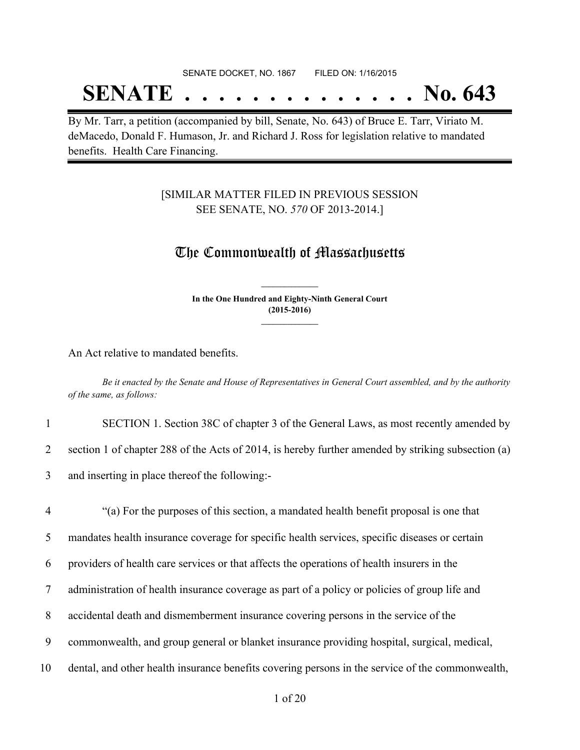SENATE DOCKET, NO. 1867        FILED ON: 1/16/2015

# SENATE . . . . . . . . . . . . . . No. 643

By Mr. Tarr, a petition (accompanied by bill, Senate, No. 643) of Bruce E. Tarr, Viriato M. deMacedo, Donald F. Humason, Jr. and Richard J. Ross for legislation relative to mandated benefits. Health Care Financing.

[SIMILAR MATTER FILED IN PREVIOUS SESSION
SEE SENATE, NO. *570* OF 2013-2014.]

## The Commonwealth of Massachusetts

**In the One Hundred and Eighty-Ninth General Court**
**(2015-2016)**

An Act relative to mandated benefits.

*Be it enacted by the Senate and House of Representatives in General Court assembled, and by the authority of the same, as follows:*

1 SECTION 1. Section 38C of chapter 3 of the General Laws, as most recently amended by
2 section 1 of chapter 288 of the Acts of 2014, is hereby further amended by striking subsection (a)
3 and inserting in place thereof the following:-

4 "(a) For the purposes of this section, a mandated health benefit proposal is one that
5 mandates health insurance coverage for specific health services, specific diseases or certain
6 providers of health care services or that affects the operations of health insurers in the
7 administration of health insurance coverage as part of a policy or policies of group life and
8 accidental death and dismemberment insurance covering persons in the service of the
9 commonwealth, and group general or blanket insurance providing hospital, surgical, medical,
10 dental, and other health insurance benefits covering persons in the service of the commonwealth,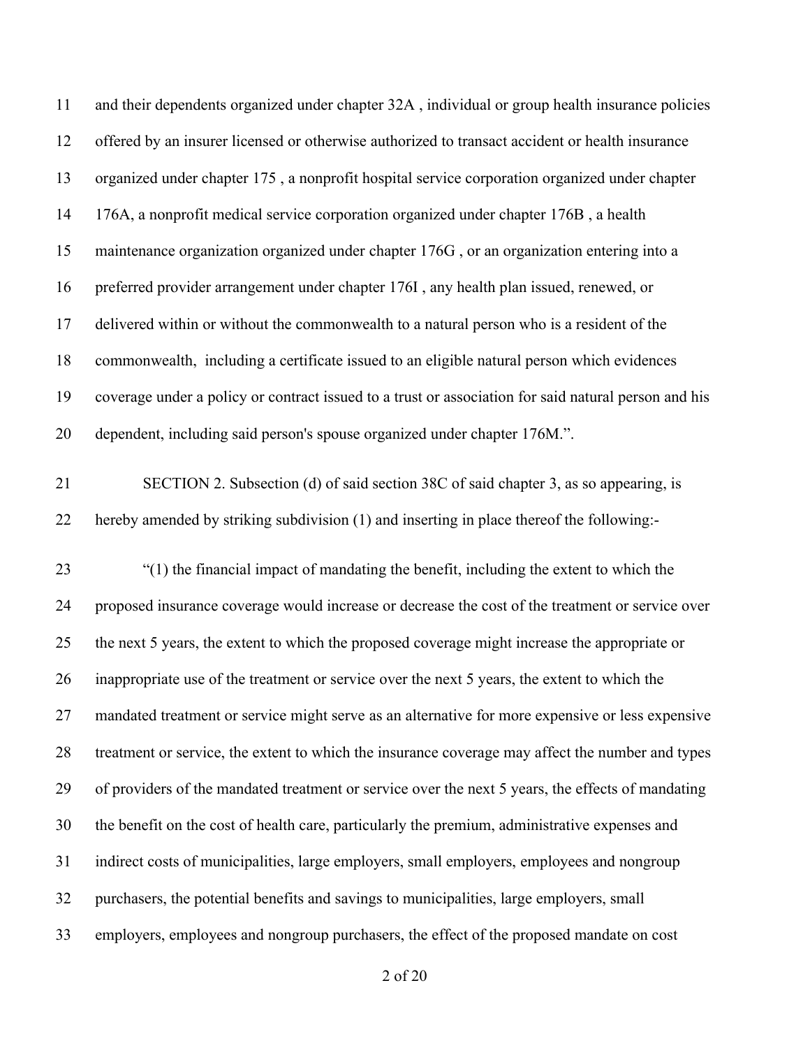and their dependents organized under chapter 32A , individual or group health insurance policies offered by an insurer licensed or otherwise authorized to transact accident or health insurance organized under chapter 175 , a nonprofit hospital service corporation organized under chapter 176A, a nonprofit medical service corporation organized under chapter 176B , a health maintenance organization organized under chapter 176G , or an organization entering into a preferred provider arrangement under chapter 176I , any health plan issued, renewed, or delivered within or without the commonwealth to a natural person who is a resident of the commonwealth, including a certificate issued to an eligible natural person which evidences coverage under a policy or contract issued to a trust or association for said natural person and his dependent, including said person's spouse organized under chapter 176M.”.

SECTION 2. Subsection (d) of said section 38C of said chapter 3, as so appearing, is hereby amended by striking subdivision (1) and inserting in place thereof the following:-

“(1) the financial impact of mandating the benefit, including the extent to which the proposed insurance coverage would increase or decrease the cost of the treatment or service over the next 5 years, the extent to which the proposed coverage might increase the appropriate or inappropriate use of the treatment or service over the next 5 years, the extent to which the mandated treatment or service might serve as an alternative for more expensive or less expensive treatment or service, the extent to which the insurance coverage may affect the number and types of providers of the mandated treatment or service over the next 5 years, the effects of mandating the benefit on the cost of health care, particularly the premium, administrative expenses and indirect costs of municipalities, large employers, small employers, employees and nongroup purchasers, the potential benefits and savings to municipalities, large employers, small employers, employees and nongroup purchasers, the effect of the proposed mandate on cost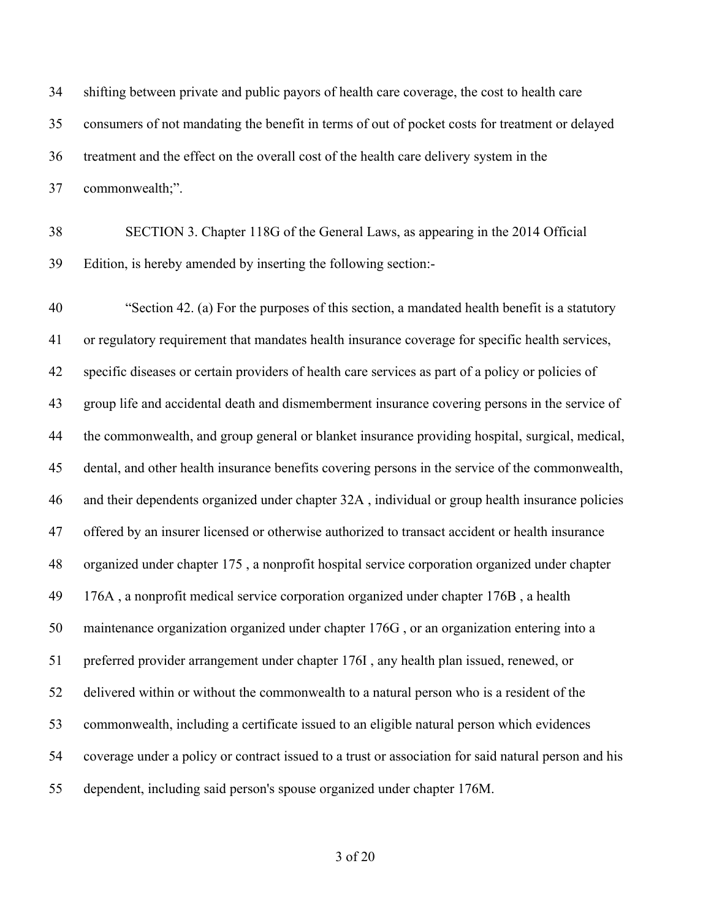shifting between private and public payors of health care coverage, the cost to health care consumers of not mandating the benefit in terms of out of pocket costs for treatment or delayed treatment and the effect on the overall cost of the health care delivery system in the commonwealth;".

SECTION 3. Chapter 118G of the General Laws, as appearing in the 2014 Official Edition, is hereby amended by inserting the following section:-

"Section 42. (a) For the purposes of this section, a mandated health benefit is a statutory or regulatory requirement that mandates health insurance coverage for specific health services, specific diseases or certain providers of health care services as part of a policy or policies of group life and accidental death and dismemberment insurance covering persons in the service of the commonwealth, and group general or blanket insurance providing hospital, surgical, medical, dental, and other health insurance benefits covering persons in the service of the commonwealth, and their dependents organized under chapter 32A , individual or group health insurance policies offered by an insurer licensed or otherwise authorized to transact accident or health insurance organized under chapter 175 , a nonprofit hospital service corporation organized under chapter 176A , a nonprofit medical service corporation organized under chapter 176B , a health maintenance organization organized under chapter 176G , or an organization entering into a preferred provider arrangement under chapter 176I , any health plan issued, renewed, or delivered within or without the commonwealth to a natural person who is a resident of the commonwealth, including a certificate issued to an eligible natural person which evidences coverage under a policy or contract issued to a trust or association for said natural person and his dependent, including said person's spouse organized under chapter 176M.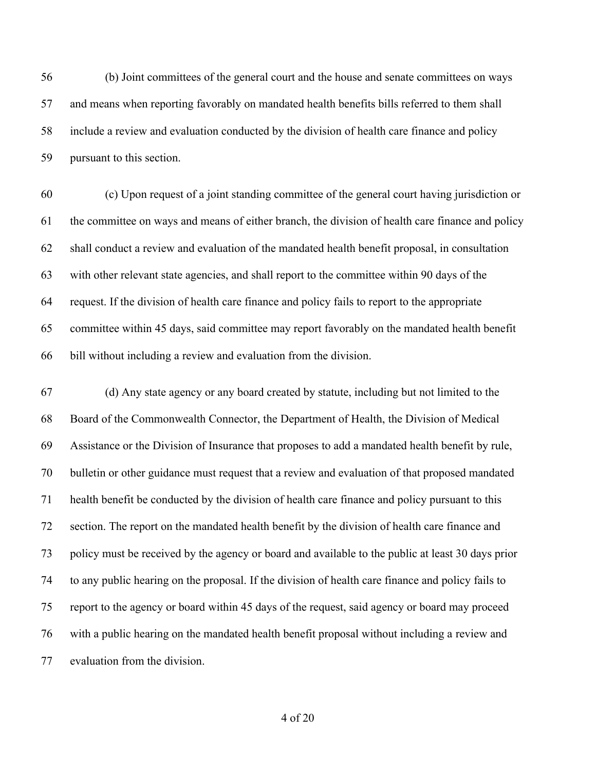(b) Joint committees of the general court and the house and senate committees on ways and means when reporting favorably on mandated health benefits bills referred to them shall include a review and evaluation conducted by the division of health care finance and policy pursuant to this section.

(c) Upon request of a joint standing committee of the general court having jurisdiction or the committee on ways and means of either branch, the division of health care finance and policy shall conduct a review and evaluation of the mandated health benefit proposal, in consultation with other relevant state agencies, and shall report to the committee within 90 days of the request. If the division of health care finance and policy fails to report to the appropriate committee within 45 days, said committee may report favorably on the mandated health benefit bill without including a review and evaluation from the division.

(d) Any state agency or any board created by statute, including but not limited to the Board of the Commonwealth Connector, the Department of Health, the Division of Medical Assistance or the Division of Insurance that proposes to add a mandated health benefit by rule, bulletin or other guidance must request that a review and evaluation of that proposed mandated health benefit be conducted by the division of health care finance and policy pursuant to this section. The report on the mandated health benefit by the division of health care finance and policy must be received by the agency or board and available to the public at least 30 days prior to any public hearing on the proposal. If the division of health care finance and policy fails to report to the agency or board within 45 days of the request, said agency or board may proceed with a public hearing on the mandated health benefit proposal without including a review and evaluation from the division.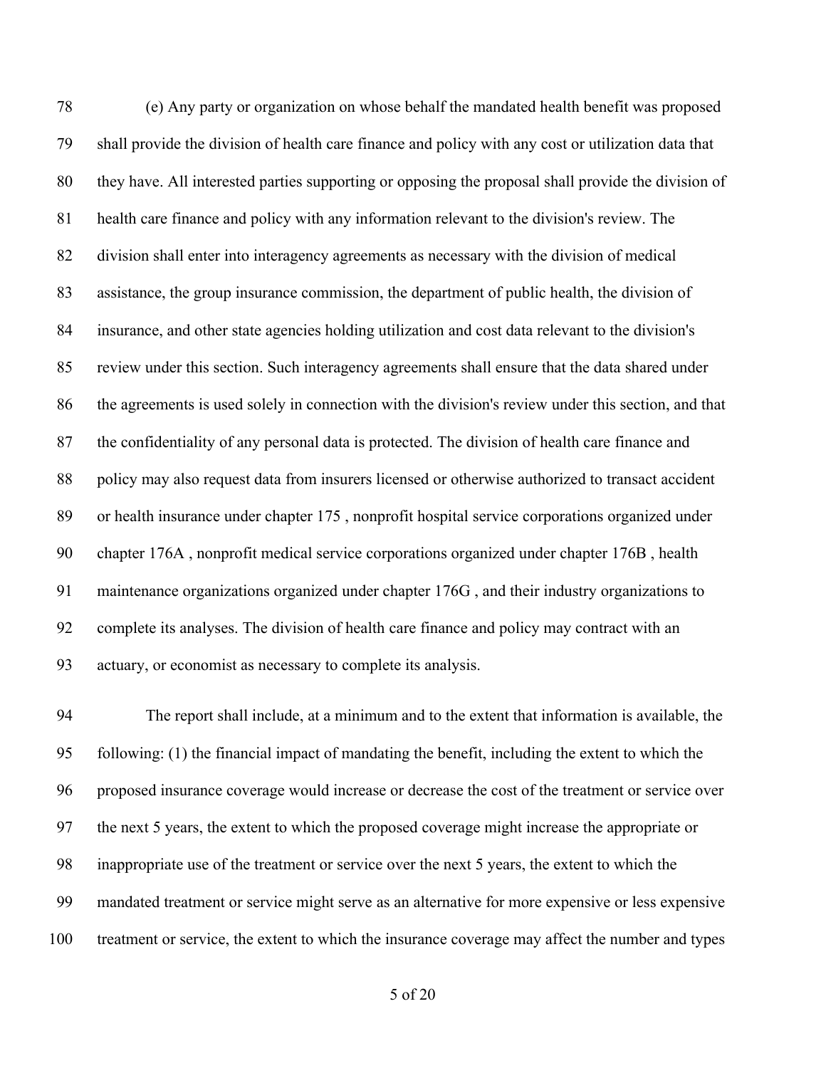(e) Any party or organization on whose behalf the mandated health benefit was proposed shall provide the division of health care finance and policy with any cost or utilization data that they have. All interested parties supporting or opposing the proposal shall provide the division of health care finance and policy with any information relevant to the division's review. The division shall enter into interagency agreements as necessary with the division of medical assistance, the group insurance commission, the department of public health, the division of insurance, and other state agencies holding utilization and cost data relevant to the division's review under this section. Such interagency agreements shall ensure that the data shared under the agreements is used solely in connection with the division's review under this section, and that the confidentiality of any personal data is protected. The division of health care finance and policy may also request data from insurers licensed or otherwise authorized to transact accident or health insurance under chapter 175 , nonprofit hospital service corporations organized under chapter 176A , nonprofit medical service corporations organized under chapter 176B , health maintenance organizations organized under chapter 176G , and their industry organizations to complete its analyses. The division of health care finance and policy may contract with an actuary, or economist as necessary to complete its analysis.

The report shall include, at a minimum and to the extent that information is available, the following: (1) the financial impact of mandating the benefit, including the extent to which the proposed insurance coverage would increase or decrease the cost of the treatment or service over the next 5 years, the extent to which the proposed coverage might increase the appropriate or inappropriate use of the treatment or service over the next 5 years, the extent to which the mandated treatment or service might serve as an alternative for more expensive or less expensive treatment or service, the extent to which the insurance coverage may affect the number and types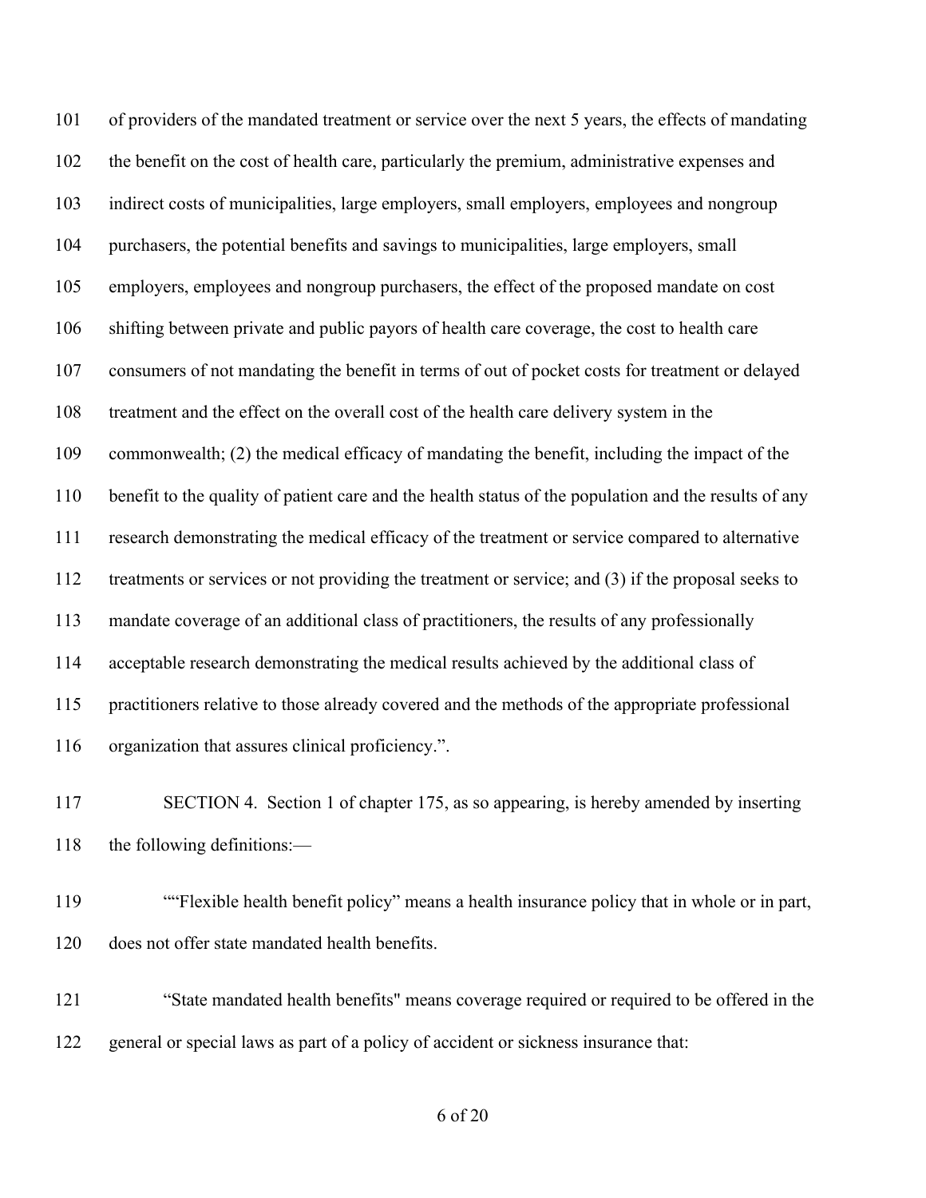101 of providers of the mandated treatment or service over the next 5 years, the effects of mandating
102 the benefit on the cost of health care, particularly the premium, administrative expenses and
103 indirect costs of municipalities, large employers, small employers, employees and nongroup
104 purchasers, the potential benefits and savings to municipalities, large employers, small
105 employers, employees and nongroup purchasers, the effect of the proposed mandate on cost
106 shifting between private and public payors of health care coverage, the cost to health care
107 consumers of not mandating the benefit in terms of out of pocket costs for treatment or delayed
108 treatment and the effect on the overall cost of the health care delivery system in the
109 commonwealth; (2) the medical efficacy of mandating the benefit, including the impact of the
110 benefit to the quality of patient care and the health status of the population and the results of any
111 research demonstrating the medical efficacy of the treatment or service compared to alternative
112 treatments or services or not providing the treatment or service; and (3) if the proposal seeks to
113 mandate coverage of an additional class of practitioners, the results of any professionally
114 acceptable research demonstrating the medical results achieved by the additional class of
115 practitioners relative to those already covered and the methods of the appropriate professional
116 organization that assures clinical proficiency.".

117 SECTION 4. Section 1 of chapter 175, as so appearing, is hereby amended by inserting
118 the following definitions:—

119 ""Flexible health benefit policy" means a health insurance policy that in whole or in part,
120 does not offer state mandated health benefits.

121 "State mandated health benefits" means coverage required or required to be offered in the
122 general or special laws as part of a policy of accident or sickness insurance that: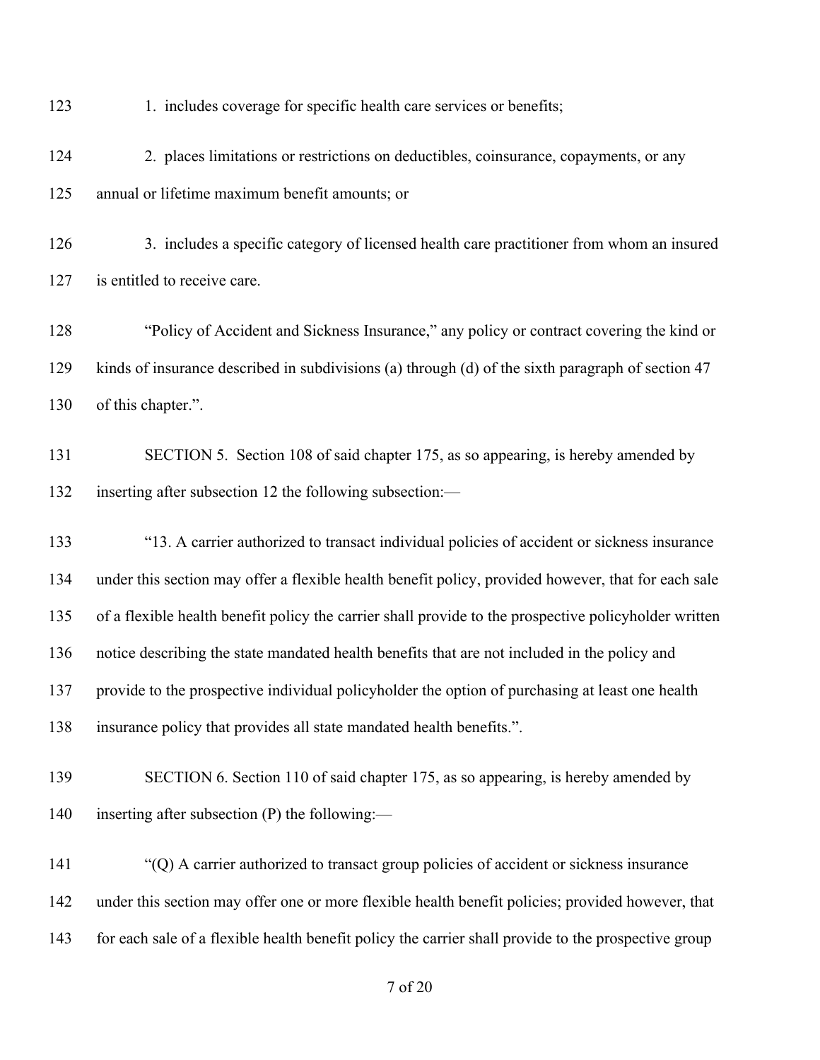1. includes coverage for specific health care services or benefits;

2. places limitations or restrictions on deductibles, coinsurance, copayments, or any annual or lifetime maximum benefit amounts; or

3. includes a specific category of licensed health care practitioner from whom an insured is entitled to receive care.

"Policy of Accident and Sickness Insurance," any policy or contract covering the kind or kinds of insurance described in subdivisions (a) through (d) of the sixth paragraph of section 47 of this chapter.".

SECTION 5. Section 108 of said chapter 175, as so appearing, is hereby amended by inserting after subsection 12 the following subsection:—

"13. A carrier authorized to transact individual policies of accident or sickness insurance under this section may offer a flexible health benefit policy, provided however, that for each sale of a flexible health benefit policy the carrier shall provide to the prospective policyholder written notice describing the state mandated health benefits that are not included in the policy and provide to the prospective individual policyholder the option of purchasing at least one health insurance policy that provides all state mandated health benefits.".

SECTION 6. Section 110 of said chapter 175, as so appearing, is hereby amended by inserting after subsection (P) the following:—

"(Q) A carrier authorized to transact group policies of accident or sickness insurance under this section may offer one or more flexible health benefit policies; provided however, that for each sale of a flexible health benefit policy the carrier shall provide to the prospective group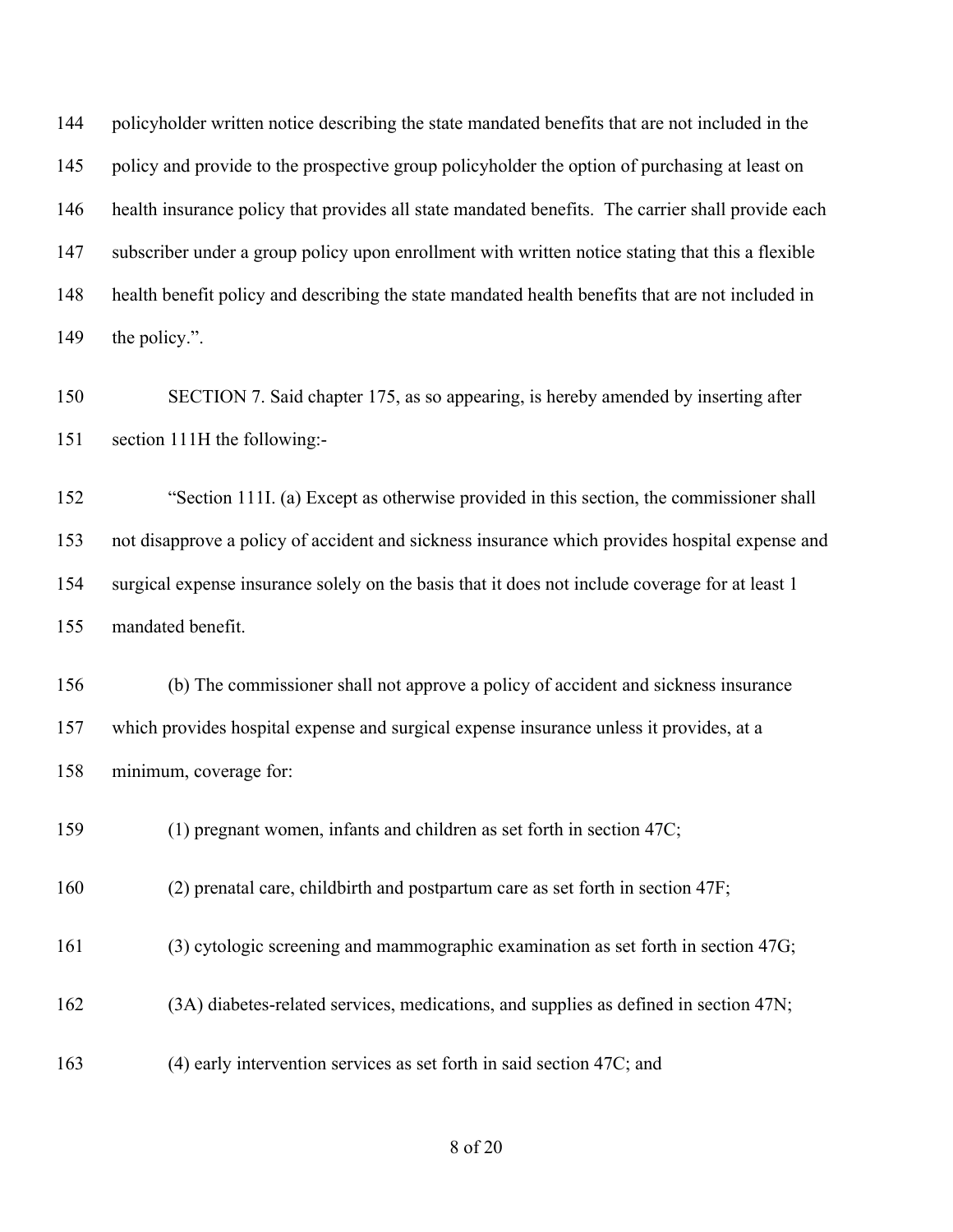policyholder written notice describing the state mandated benefits that are not included in the policy and provide to the prospective group policyholder the option of purchasing at least on health insurance policy that provides all state mandated benefits. The carrier shall provide each subscriber under a group policy upon enrollment with written notice stating that this a flexible health benefit policy and describing the state mandated health benefits that are not included in the policy.".

SECTION 7. Said chapter 175, as so appearing, is hereby amended by inserting after section 111H the following:-

"Section 111I. (a) Except as otherwise provided in this section, the commissioner shall not disapprove a policy of accident and sickness insurance which provides hospital expense and surgical expense insurance solely on the basis that it does not include coverage for at least 1 mandated benefit.

(b) The commissioner shall not approve a policy of accident and sickness insurance which provides hospital expense and surgical expense insurance unless it provides, at a minimum, coverage for:

(1) pregnant women, infants and children as set forth in section 47C;

(2) prenatal care, childbirth and postpartum care as set forth in section 47F;

(3) cytologic screening and mammographic examination as set forth in section 47G;

(3A) diabetes-related services, medications, and supplies as defined in section 47N;

(4) early intervention services as set forth in said section 47C; and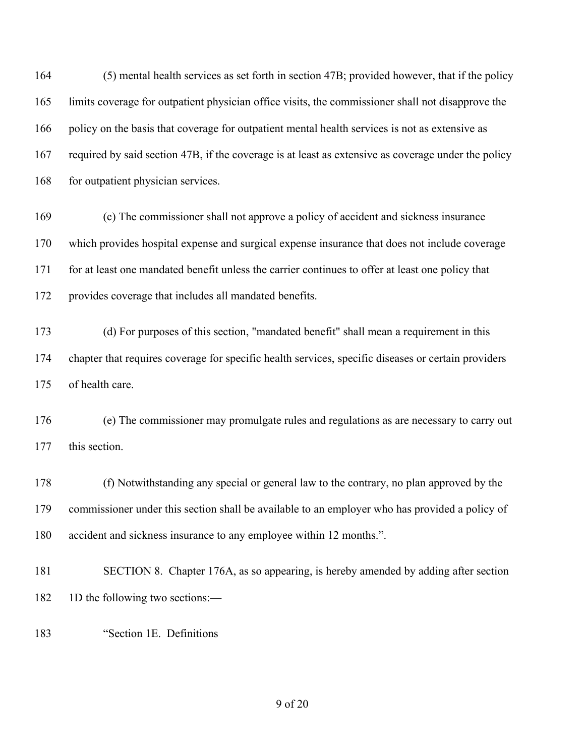164 (5) mental health services as set forth in section 47B; provided however, that if the policy
165 limits coverage for outpatient physician office visits, the commissioner shall not disapprove the
166 policy on the basis that coverage for outpatient mental health services is not as extensive as
167 required by said section 47B, if the coverage is at least as extensive as coverage under the policy
168 for outpatient physician services.

169 (c) The commissioner shall not approve a policy of accident and sickness insurance
170 which provides hospital expense and surgical expense insurance that does not include coverage
171 for at least one mandated benefit unless the carrier continues to offer at least one policy that
172 provides coverage that includes all mandated benefits.

173 (d) For purposes of this section, "mandated benefit" shall mean a requirement in this
174 chapter that requires coverage for specific health services, specific diseases or certain providers
175 of health care.

176 (e) The commissioner may promulgate rules and regulations as are necessary to carry out
177 this section.

178 (f) Notwithstanding any special or general law to the contrary, no plan approved by the
179 commissioner under this section shall be available to an employer who has provided a policy of
180 accident and sickness insurance to any employee within 12 months.".

181 SECTION 8. Chapter 176A, as so appearing, is hereby amended by adding after section
182 1D the following two sections:—

183 "Section 1E. Definitions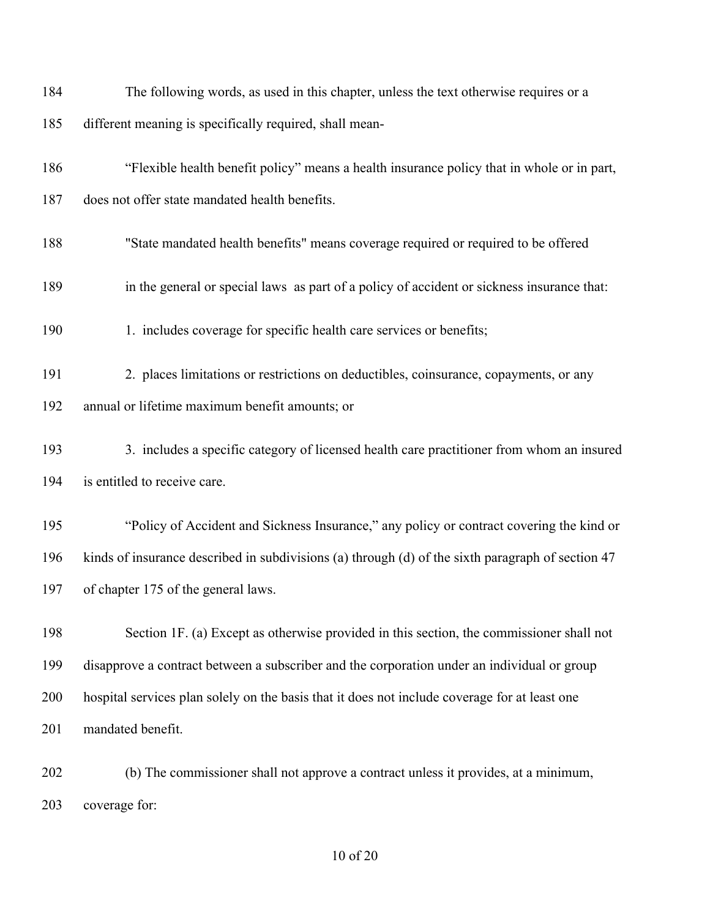The following words, as used in this chapter, unless the text otherwise requires or a different meaning is specifically required, shall mean-

"Flexible health benefit policy" means a health insurance policy that in whole or in part, does not offer state mandated health benefits.

"State mandated health benefits" means coverage required or required to be offered in the general or special laws as part of a policy of accident or sickness insurance that:

1. includes coverage for specific health care services or benefits;

2. places limitations or restrictions on deductibles, coinsurance, copayments, or any annual or lifetime maximum benefit amounts; or

3. includes a specific category of licensed health care practitioner from whom an insured is entitled to receive care.

"Policy of Accident and Sickness Insurance," any policy or contract covering the kind or kinds of insurance described in subdivisions (a) through (d) of the sixth paragraph of section 47 of chapter 175 of the general laws.

Section 1F. (a) Except as otherwise provided in this section, the commissioner shall not disapprove a contract between a subscriber and the corporation under an individual or group hospital services plan solely on the basis that it does not include coverage for at least one mandated benefit.

(b) The commissioner shall not approve a contract unless it provides, at a minimum, coverage for: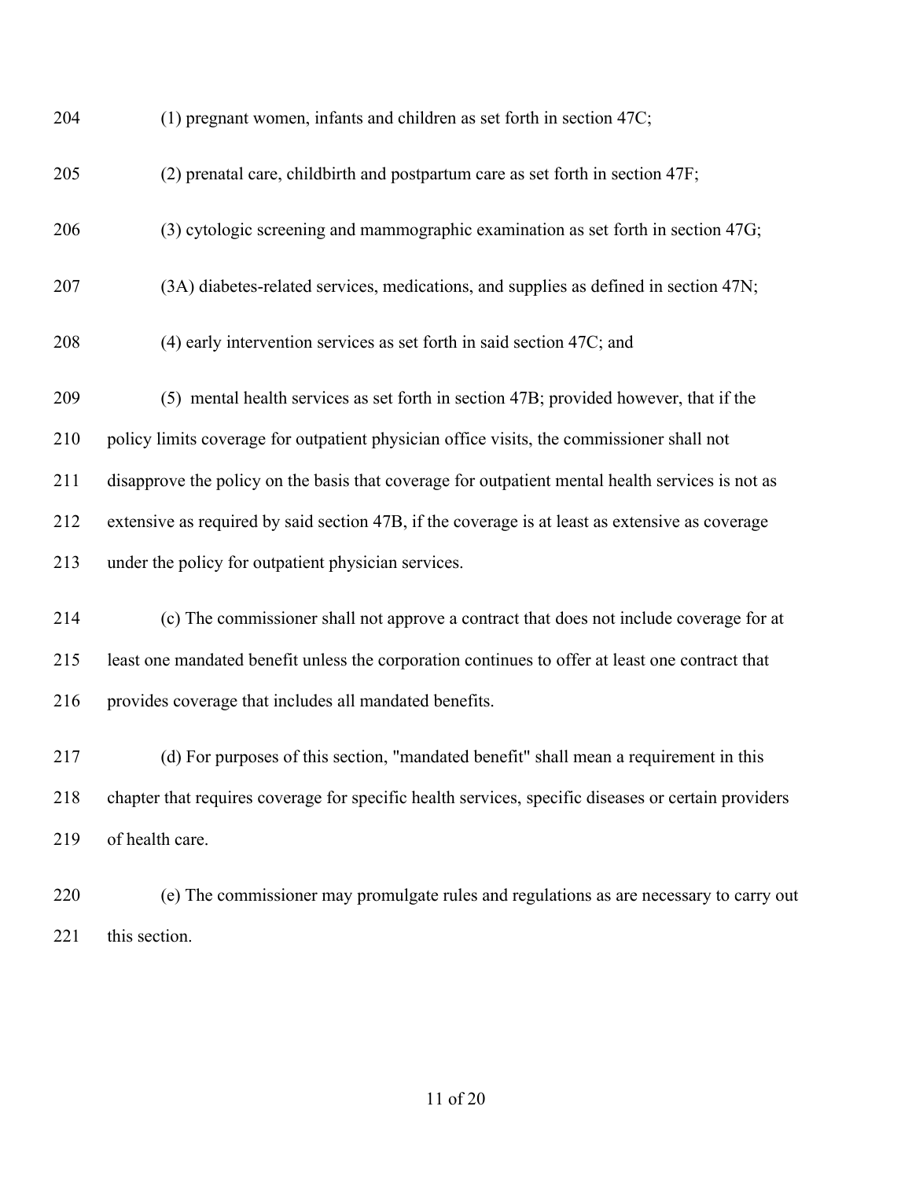(1) pregnant women, infants and children as set forth in section 47C;

(2) prenatal care, childbirth and postpartum care as set forth in section 47F;

(3) cytologic screening and mammographic examination as set forth in section 47G;

(3A) diabetes-related services, medications, and supplies as defined in section 47N;

(4) early intervention services as set forth in said section 47C; and

(5) mental health services as set forth in section 47B; provided however, that if the policy limits coverage for outpatient physician office visits, the commissioner shall not disapprove the policy on the basis that coverage for outpatient mental health services is not as extensive as required by said section 47B, if the coverage is at least as extensive as coverage under the policy for outpatient physician services.

(c) The commissioner shall not approve a contract that does not include coverage for at least one mandated benefit unless the corporation continues to offer at least one contract that provides coverage that includes all mandated benefits.

(d) For purposes of this section, "mandated benefit" shall mean a requirement in this chapter that requires coverage for specific health services, specific diseases or certain providers of health care.

(e) The commissioner may promulgate rules and regulations as are necessary to carry out this section.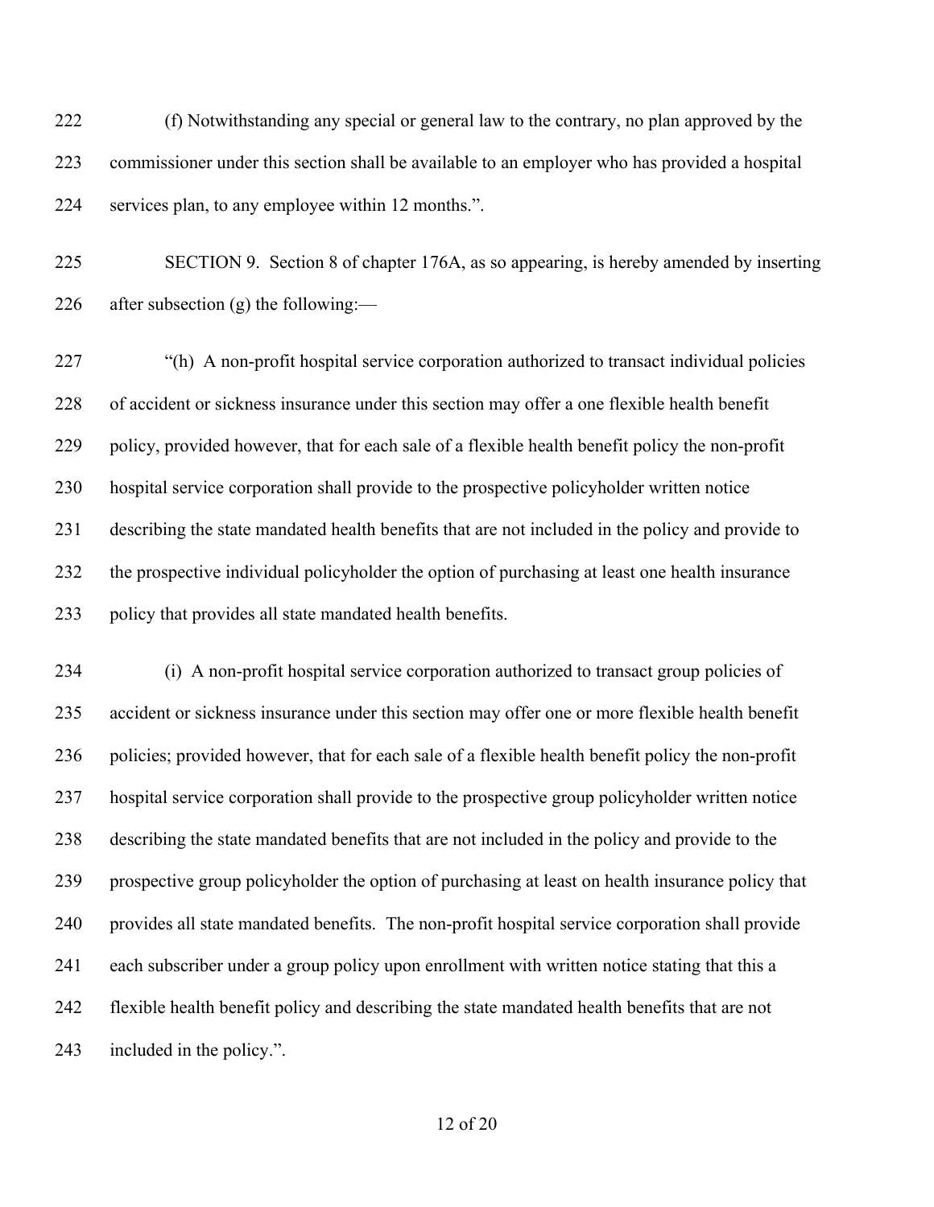222 (f) Notwithstanding any special or general law to the contrary, no plan approved by the
223 commissioner under this section shall be available to an employer who has provided a hospital
224 services plan, to any employee within 12 months.".

225 SECTION 9. Section 8 of chapter 176A, as so appearing, is hereby amended by inserting
226 after subsection (g) the following:—

227 "(h) A non-profit hospital service corporation authorized to transact individual policies
228 of accident or sickness insurance under this section may offer a one flexible health benefit
229 policy, provided however, that for each sale of a flexible health benefit policy the non-profit
230 hospital service corporation shall provide to the prospective policyholder written notice
231 describing the state mandated health benefits that are not included in the policy and provide to
232 the prospective individual policyholder the option of purchasing at least one health insurance
233 policy that provides all state mandated health benefits.

234 (i) A non-profit hospital service corporation authorized to transact group policies of
235 accident or sickness insurance under this section may offer one or more flexible health benefit
236 policies; provided however, that for each sale of a flexible health benefit policy the non-profit
237 hospital service corporation shall provide to the prospective group policyholder written notice
238 describing the state mandated benefits that are not included in the policy and provide to the
239 prospective group policyholder the option of purchasing at least on health insurance policy that
240 provides all state mandated benefits. The non-profit hospital service corporation shall provide
241 each subscriber under a group policy upon enrollment with written notice stating that this a
242 flexible health benefit policy and describing the state mandated health benefits that are not
243 included in the policy.".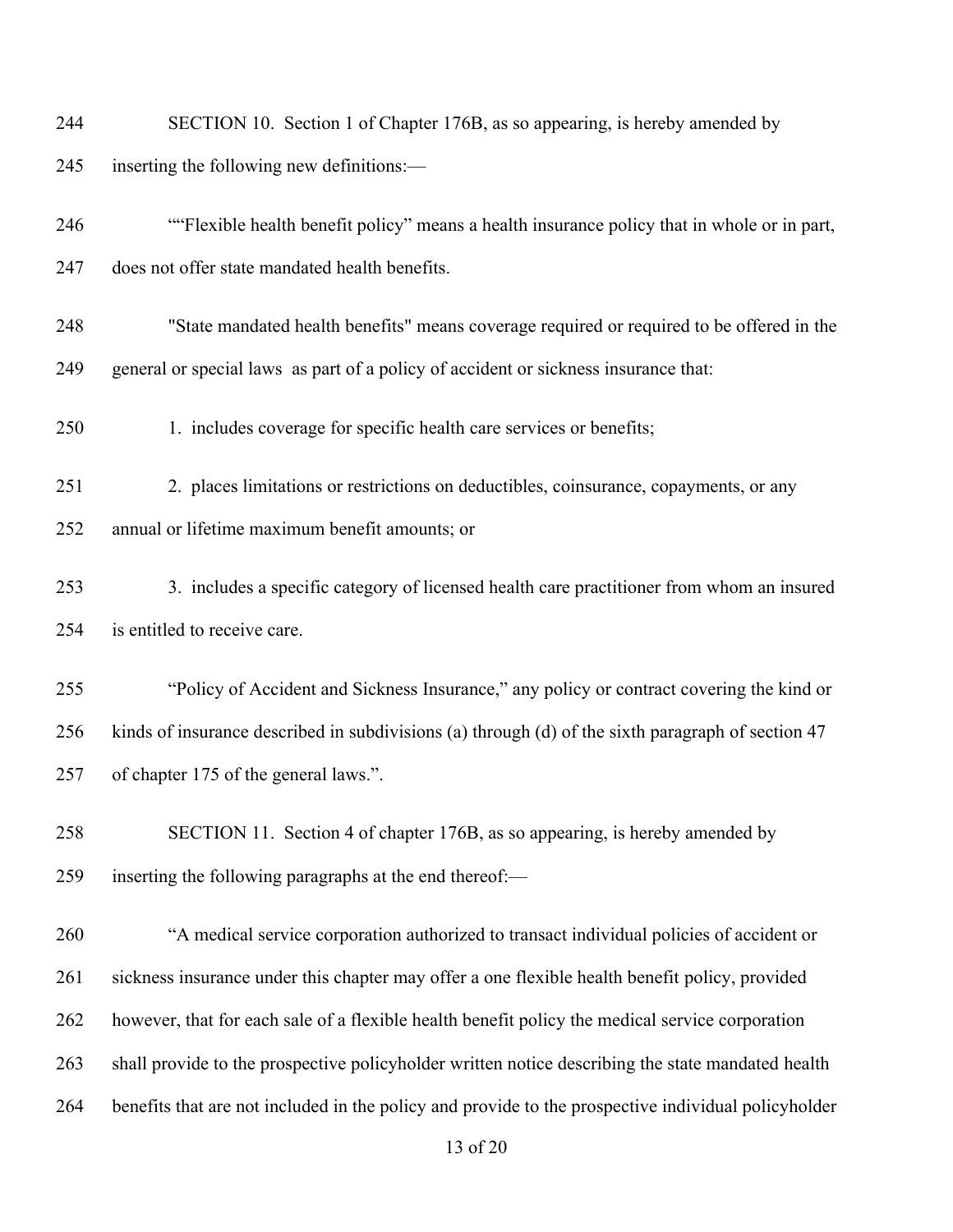SECTION 10. Section 1 of Chapter 176B, as so appearing, is hereby amended by inserting the following new definitions:—

""Flexible health benefit policy" means a health insurance policy that in whole or in part, does not offer state mandated health benefits.

"State mandated health benefits" means coverage required or required to be offered in the general or special laws as part of a policy of accident or sickness insurance that:

1. includes coverage for specific health care services or benefits;

2. places limitations or restrictions on deductibles, coinsurance, copayments, or any annual or lifetime maximum benefit amounts; or

3. includes a specific category of licensed health care practitioner from whom an insured is entitled to receive care.

"Policy of Accident and Sickness Insurance," any policy or contract covering the kind or kinds of insurance described in subdivisions (a) through (d) of the sixth paragraph of section 47 of chapter 175 of the general laws.".

SECTION 11. Section 4 of chapter 176B, as so appearing, is hereby amended by inserting the following paragraphs at the end thereof:—

"A medical service corporation authorized to transact individual policies of accident or sickness insurance under this chapter may offer a one flexible health benefit policy, provided however, that for each sale of a flexible health benefit policy the medical service corporation shall provide to the prospective policyholder written notice describing the state mandated health benefits that are not included in the policy and provide to the prospective individual policyholder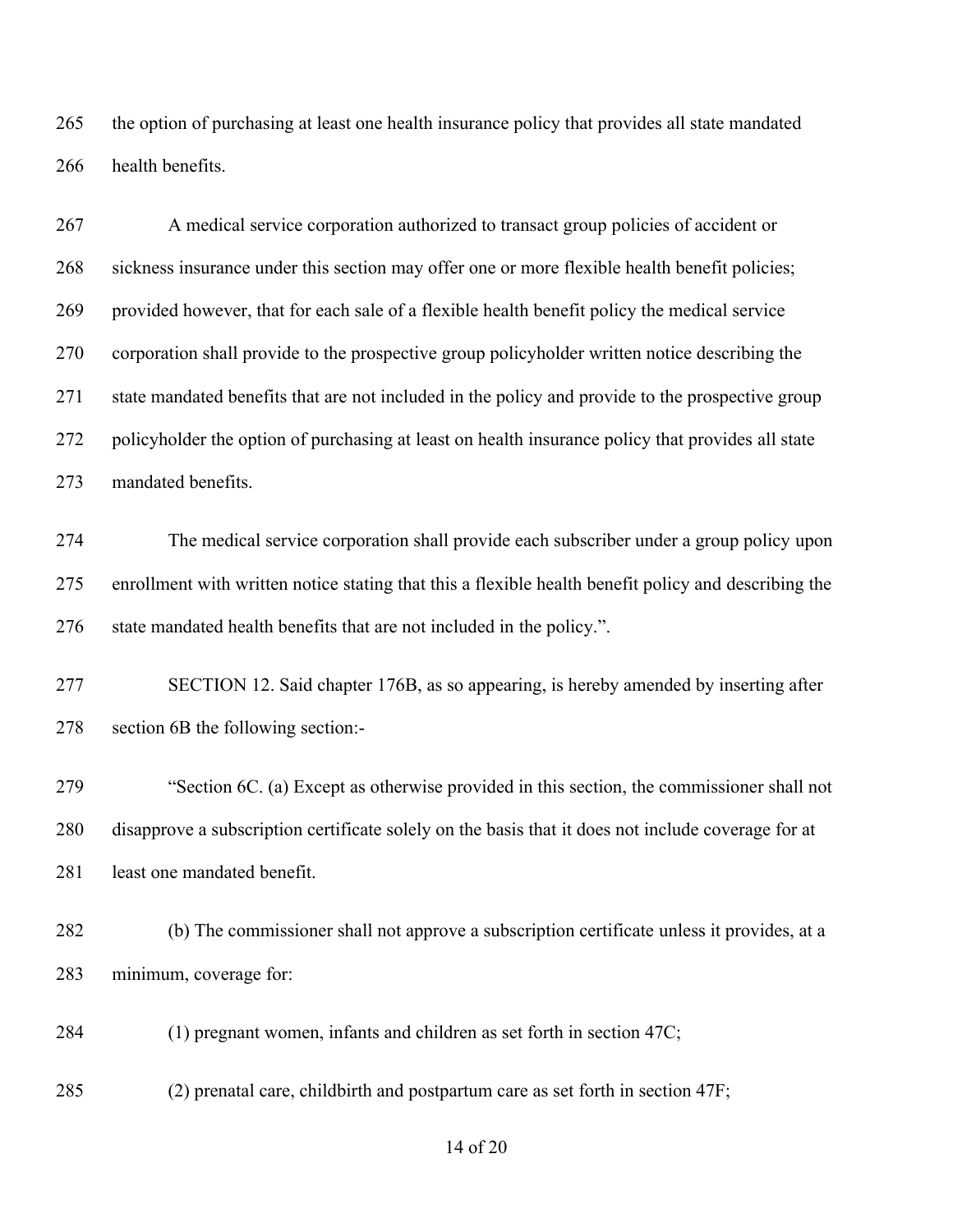the option of purchasing at least one health insurance policy that provides all state mandated health benefits.

A medical service corporation authorized to transact group policies of accident or sickness insurance under this section may offer one or more flexible health benefit policies; provided however, that for each sale of a flexible health benefit policy the medical service corporation shall provide to the prospective group policyholder written notice describing the state mandated benefits that are not included in the policy and provide to the prospective group policyholder the option of purchasing at least on health insurance policy that provides all state mandated benefits.

The medical service corporation shall provide each subscriber under a group policy upon enrollment with written notice stating that this a flexible health benefit policy and describing the state mandated health benefits that are not included in the policy.".

SECTION 12. Said chapter 176B, as so appearing, is hereby amended by inserting after section 6B the following section:-

"Section 6C. (a) Except as otherwise provided in this section, the commissioner shall not disapprove a subscription certificate solely on the basis that it does not include coverage for at least one mandated benefit.

(b) The commissioner shall not approve a subscription certificate unless it provides, at a minimum, coverage for:

(1) pregnant women, infants and children as set forth in section 47C;

(2) prenatal care, childbirth and postpartum care as set forth in section 47F;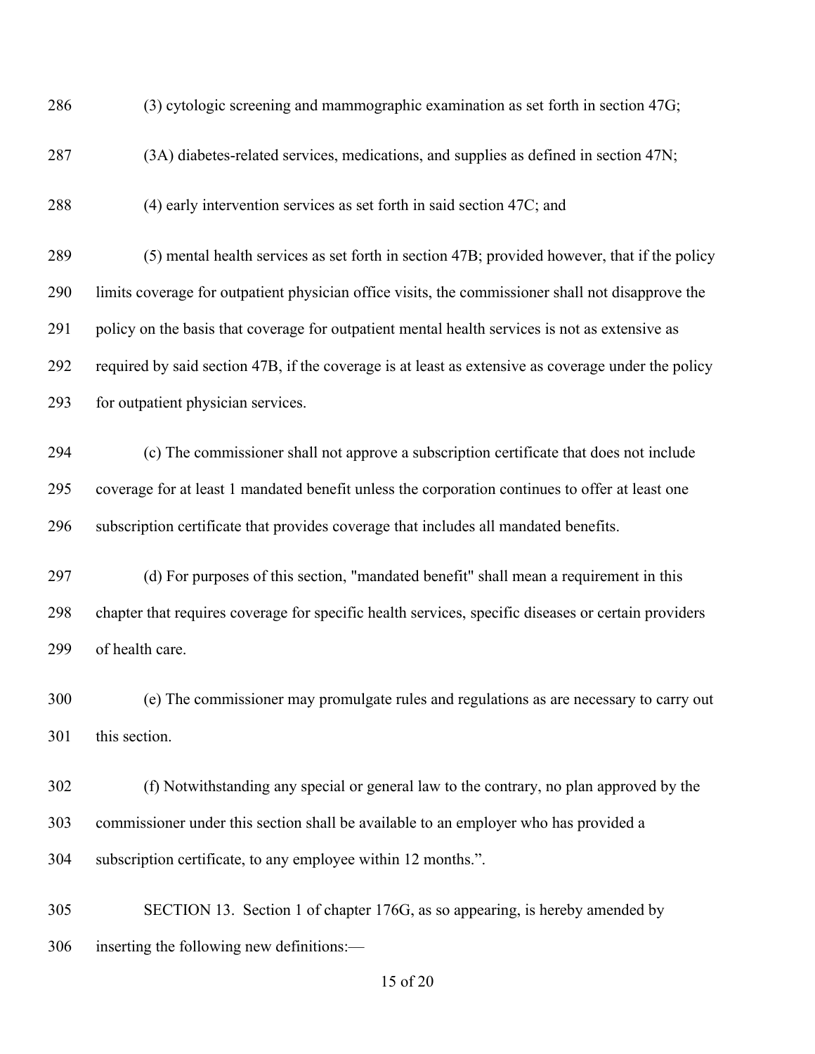(3) cytologic screening and mammographic examination as set forth in section 47G;

(3A) diabetes-related services, medications, and supplies as defined in section 47N;

(4) early intervention services as set forth in said section 47C; and

(5) mental health services as set forth in section 47B; provided however, that if the policy limits coverage for outpatient physician office visits, the commissioner shall not disapprove the policy on the basis that coverage for outpatient mental health services is not as extensive as required by said section 47B, if the coverage is at least as extensive as coverage under the policy for outpatient physician services.

(c) The commissioner shall not approve a subscription certificate that does not include coverage for at least 1 mandated benefit unless the corporation continues to offer at least one subscription certificate that provides coverage that includes all mandated benefits.

(d) For purposes of this section, "mandated benefit" shall mean a requirement in this chapter that requires coverage for specific health services, specific diseases or certain providers of health care.

(e) The commissioner may promulgate rules and regulations as are necessary to carry out this section.

(f) Notwithstanding any special or general law to the contrary, no plan approved by the commissioner under this section shall be available to an employer who has provided a subscription certificate, to any employee within 12 months.".

SECTION 13. Section 1 of chapter 176G, as so appearing, is hereby amended by inserting the following new definitions:—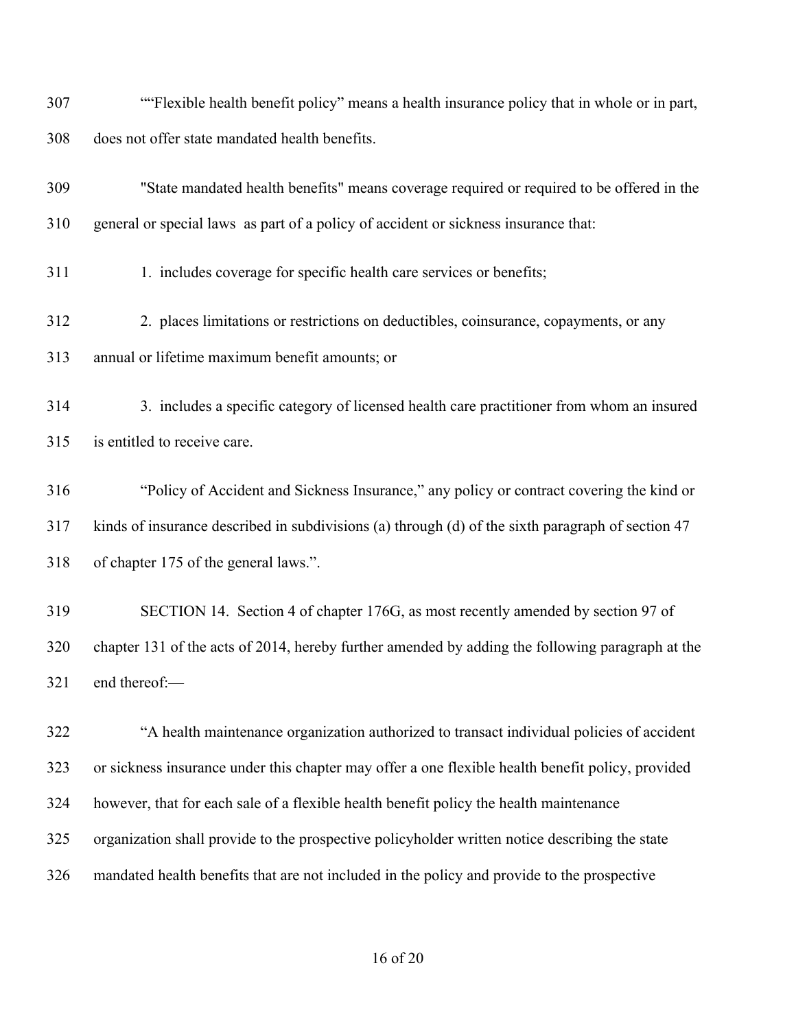307 ""Flexible health benefit policy" means a health insurance policy that in whole or in part,
308 does not offer state mandated health benefits.

309 "State mandated health benefits" means coverage required or required to be offered in the
310 general or special laws as part of a policy of accident or sickness insurance that:

311 1. includes coverage for specific health care services or benefits;

312 2. places limitations or restrictions on deductibles, coinsurance, copayments, or any
313 annual or lifetime maximum benefit amounts; or

314 3. includes a specific category of licensed health care practitioner from whom an insured
315 is entitled to receive care.

316 "Policy of Accident and Sickness Insurance," any policy or contract covering the kind or
317 kinds of insurance described in subdivisions (a) through (d) of the sixth paragraph of section 47
318 of chapter 175 of the general laws.".

319 SECTION 14. Section 4 of chapter 176G, as most recently amended by section 97 of
320 chapter 131 of the acts of 2014, hereby further amended by adding the following paragraph at the
321 end thereof:—

322 "A health maintenance organization authorized to transact individual policies of accident
323 or sickness insurance under this chapter may offer a one flexible health benefit policy, provided
324 however, that for each sale of a flexible health benefit policy the health maintenance
325 organization shall provide to the prospective policyholder written notice describing the state
326 mandated health benefits that are not included in the policy and provide to the prospective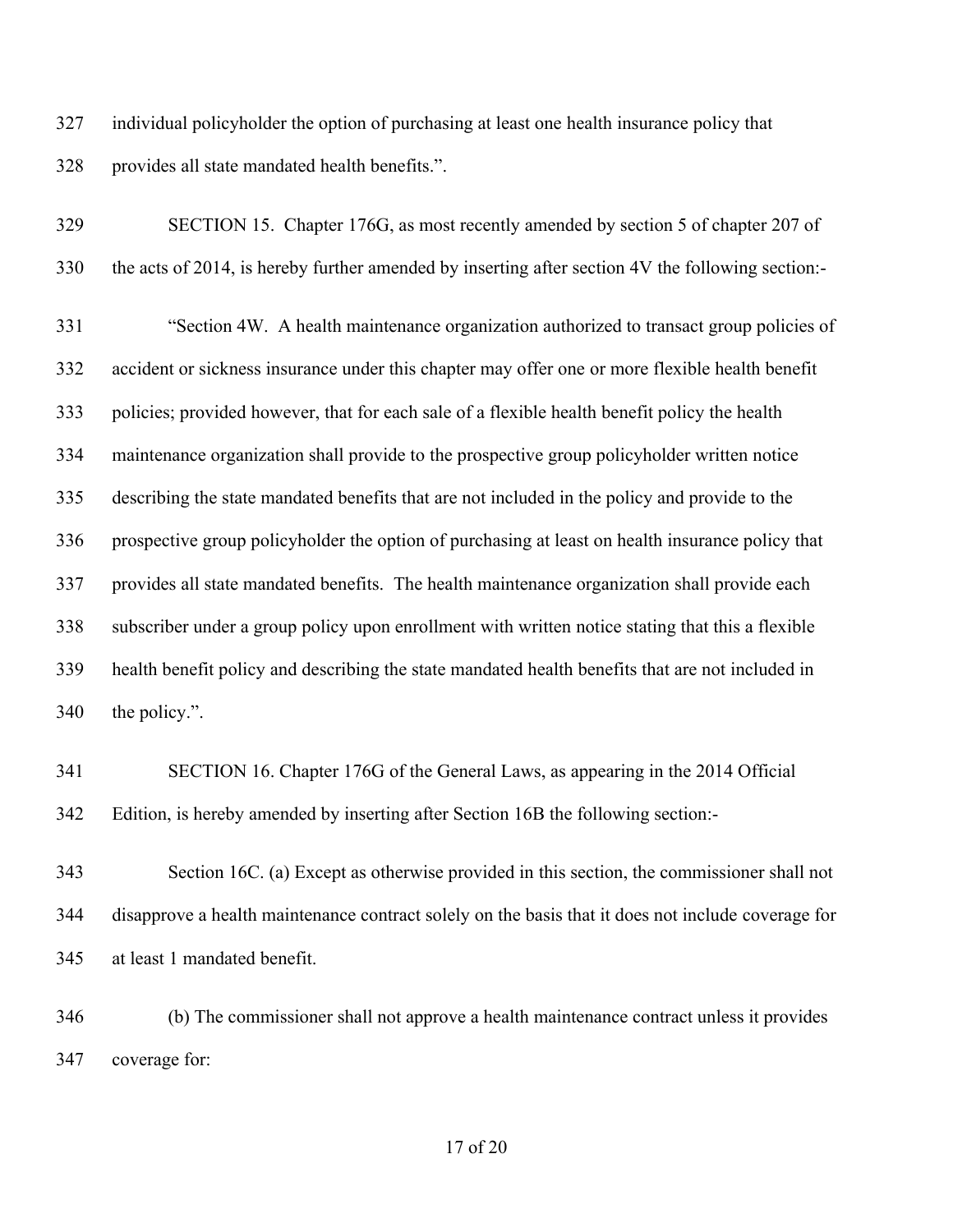327 individual policyholder the option of purchasing at least one health insurance policy that
328 provides all state mandated health benefits.".

329 SECTION 15. Chapter 176G, as most recently amended by section 5 of chapter 207 of
330 the acts of 2014, is hereby further amended by inserting after section 4V the following section:-

331 "Section 4W. A health maintenance organization authorized to transact group policies of
332 accident or sickness insurance under this chapter may offer one or more flexible health benefit
333 policies; provided however, that for each sale of a flexible health benefit policy the health
334 maintenance organization shall provide to the prospective group policyholder written notice
335 describing the state mandated benefits that are not included in the policy and provide to the
336 prospective group policyholder the option of purchasing at least on health insurance policy that
337 provides all state mandated benefits. The health maintenance organization shall provide each
338 subscriber under a group policy upon enrollment with written notice stating that this a flexible
339 health benefit policy and describing the state mandated health benefits that are not included in
340 the policy.".

341 SECTION 16. Chapter 176G of the General Laws, as appearing in the 2014 Official
342 Edition, is hereby amended by inserting after Section 16B the following section:-

343 Section 16C. (a) Except as otherwise provided in this section, the commissioner shall not
344 disapprove a health maintenance contract solely on the basis that it does not include coverage for
345 at least 1 mandated benefit.

346 (b) The commissioner shall not approve a health maintenance contract unless it provides
347 coverage for: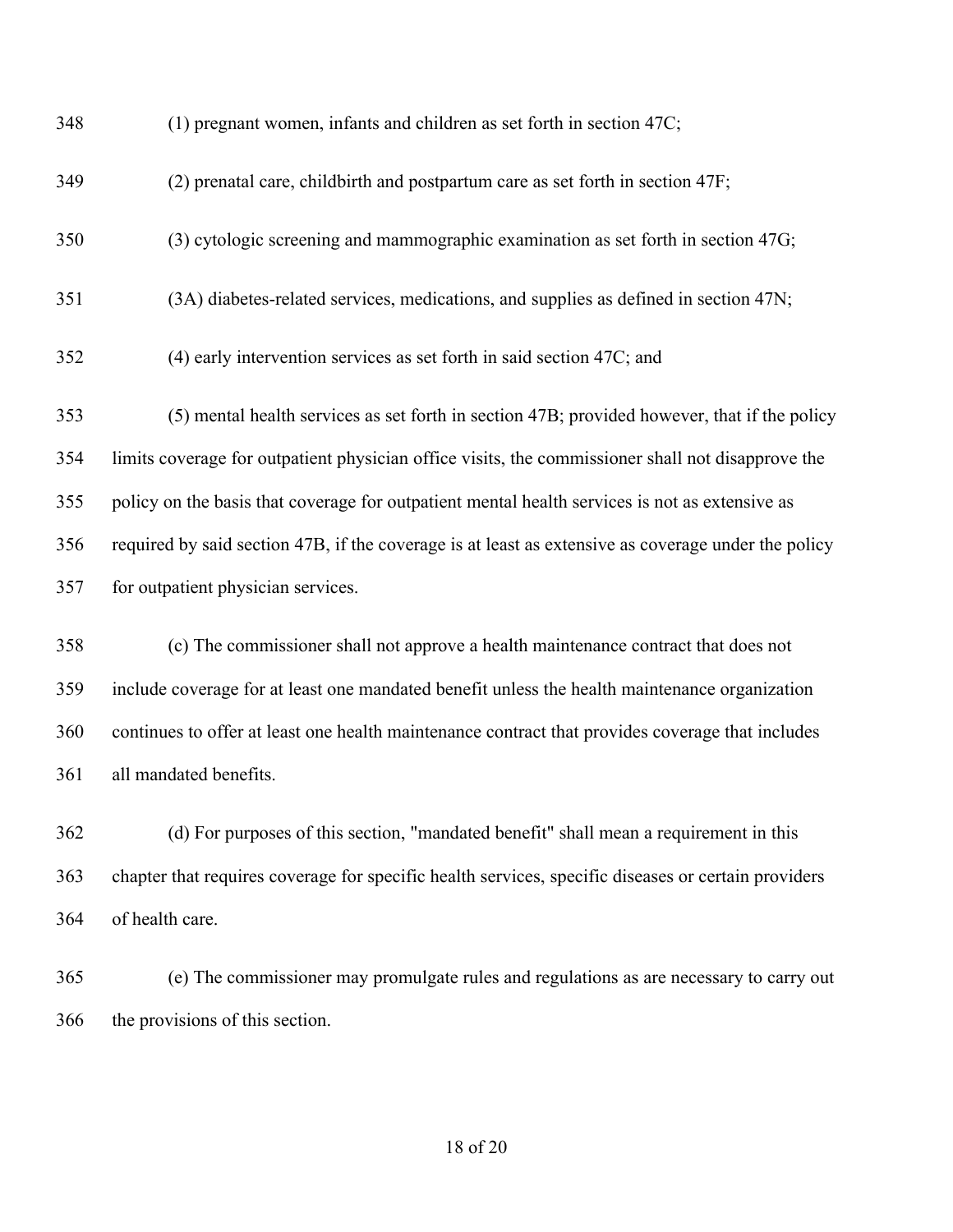(1) pregnant women, infants and children as set forth in section 47C;

(2) prenatal care, childbirth and postpartum care as set forth in section 47F;

(3) cytologic screening and mammographic examination as set forth in section 47G;

(3A) diabetes-related services, medications, and supplies as defined in section 47N;

(4) early intervention services as set forth in said section 47C; and

(5) mental health services as set forth in section 47B; provided however, that if the policy limits coverage for outpatient physician office visits, the commissioner shall not disapprove the policy on the basis that coverage for outpatient mental health services is not as extensive as required by said section 47B, if the coverage is at least as extensive as coverage under the policy for outpatient physician services.

(c) The commissioner shall not approve a health maintenance contract that does not include coverage for at least one mandated benefit unless the health maintenance organization continues to offer at least one health maintenance contract that provides coverage that includes all mandated benefits.

(d) For purposes of this section, "mandated benefit" shall mean a requirement in this chapter that requires coverage for specific health services, specific diseases or certain providers of health care.

(e) The commissioner may promulgate rules and regulations as are necessary to carry out the provisions of this section.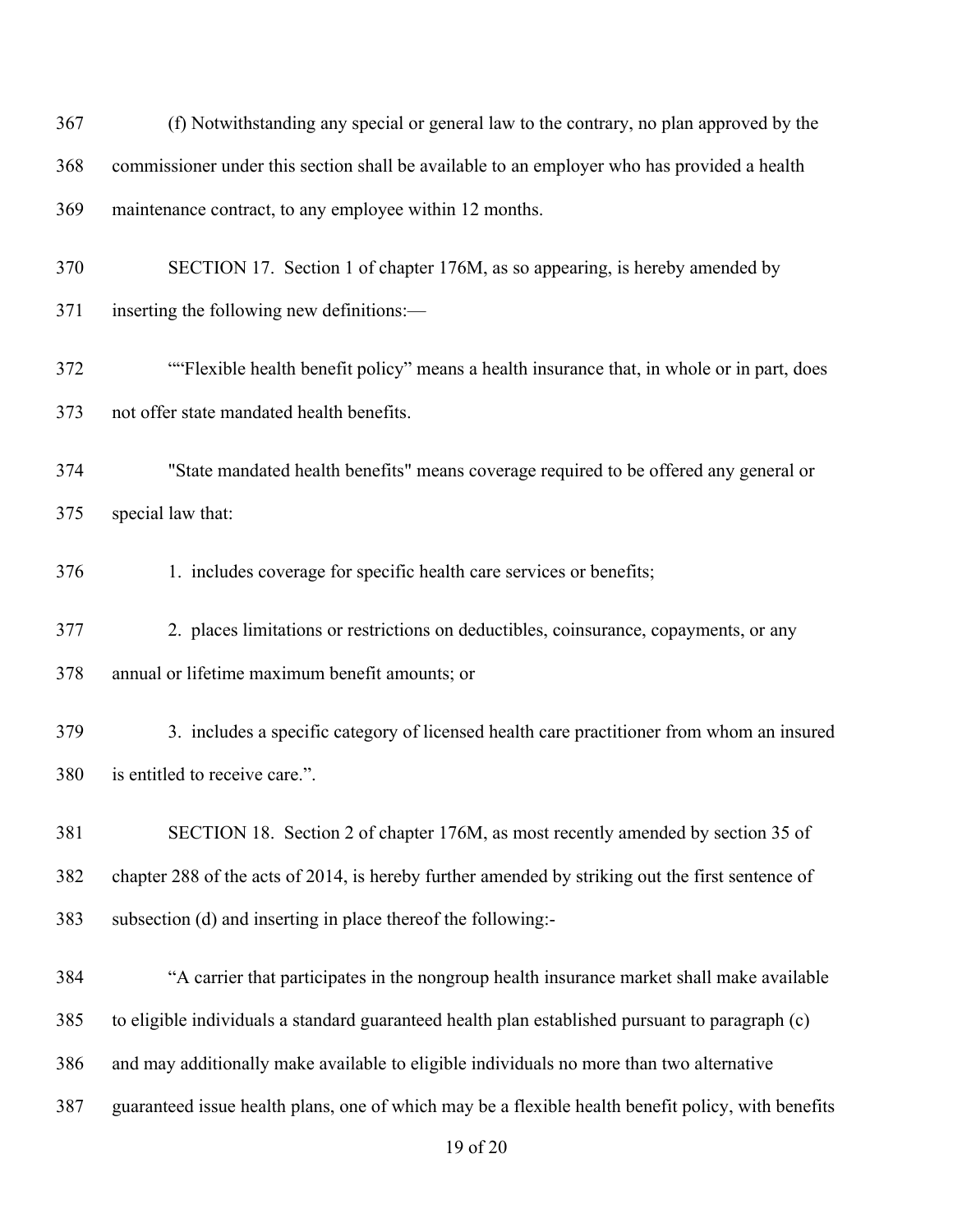(f) Notwithstanding any special or general law to the contrary, no plan approved by the commissioner under this section shall be available to an employer who has provided a health maintenance contract, to any employee within 12 months.

SECTION 17. Section 1 of chapter 176M, as so appearing, is hereby amended by inserting the following new definitions:—

““Flexible health benefit policy” means a health insurance that, in whole or in part, does not offer state mandated health benefits.

"State mandated health benefits" means coverage required to be offered any general or special law that:

1. includes coverage for specific health care services or benefits;

2. places limitations or restrictions on deductibles, coinsurance, copayments, or any annual or lifetime maximum benefit amounts; or

3. includes a specific category of licensed health care practitioner from whom an insured is entitled to receive care.”.

SECTION 18. Section 2 of chapter 176M, as most recently amended by section 35 of chapter 288 of the acts of 2014, is hereby further amended by striking out the first sentence of subsection (d) and inserting in place thereof the following:-

“A carrier that participates in the nongroup health insurance market shall make available to eligible individuals a standard guaranteed health plan established pursuant to paragraph (c) and may additionally make available to eligible individuals no more than two alternative guaranteed issue health plans, one of which may be a flexible health benefit policy, with benefits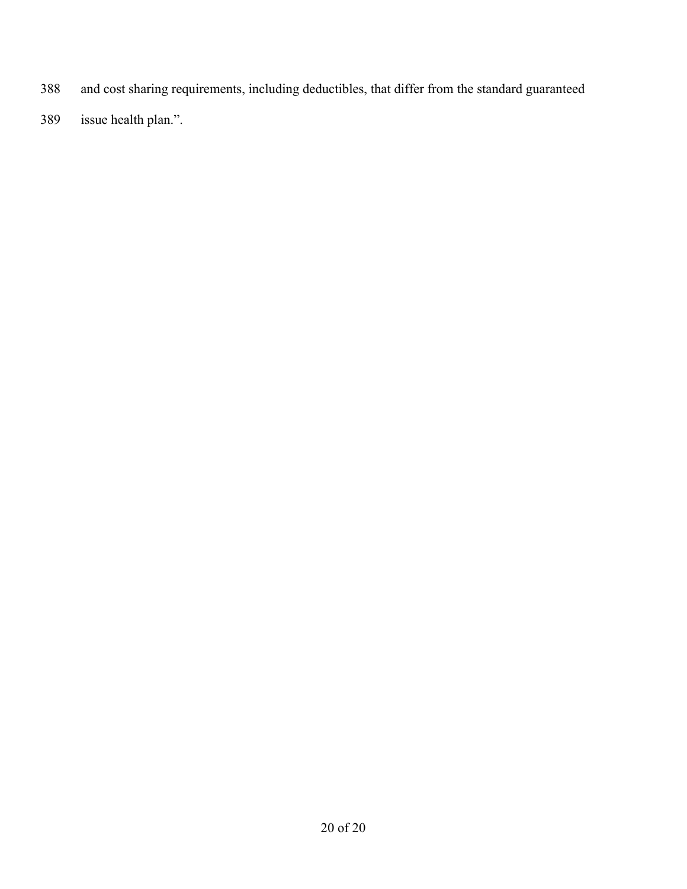388 and cost sharing requirements, including deductibles, that differ from the standard guaranteed

389 issue health plan.”.